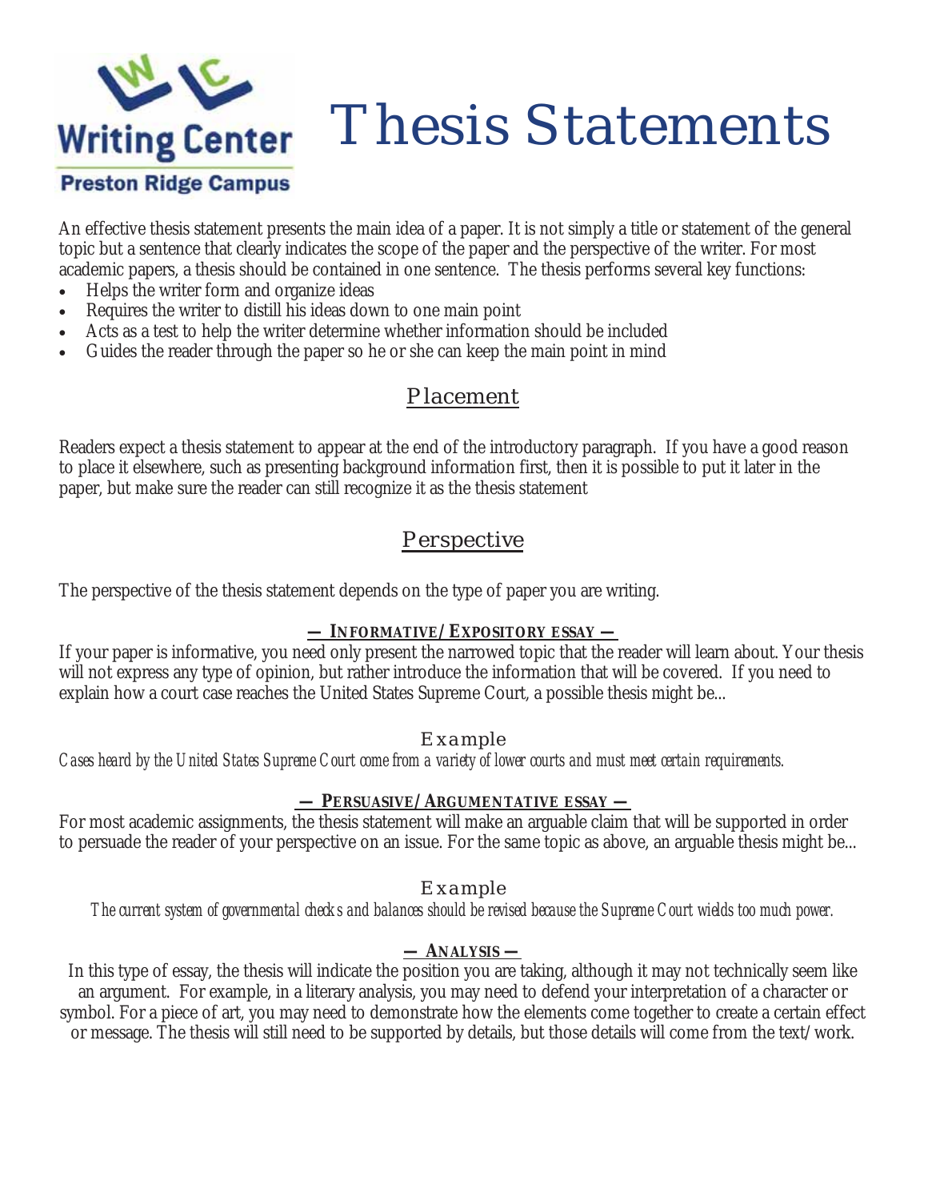Writing Center

Preston Ridge Campus

# Thesis Statements

An effective thesis statement presents the main idea of a paper. It is not simply a title or statement of the general topic but a sentence that clearly indicates the scope of the paper and the perspective of the writer. For most academic papers, a thesis should be contained in one sentence. The thesis performs several key functions:

- Helps the writer form and organize ideas
- Requires the writer to distill his ideas down to one main point
- Acts as a test to help the writer determine whether information should be included
- Guides the reader through the paper so he or she can keep the main point in mind

## Placement

Readers expect a thesis statement to appear at the end of the introductory paragraph. If you have a good reason to place it elsewhere, such as presenting background information first, then it is possible to put it later in the paper, but make sure the reader can still recognize it as the thesis statement

## Perspective

The perspective of the thesis statement depends on the type of paper you are writing.

### — Informative/Expository essay —

If your paper is informative, you need only present the narrowed topic that the reader will learn about. Your thesis will not express any type of opinion, but rather introduce the information that will be covered. If you need to explain how a court case reaches the United States Supreme Court, a possible thesis might be...

**Example**

*Cases heard by the United States Supreme Court come from a variety of lower courts and must meet certain requirements.*

### — Persuasive/Argumentative essay —

For most academic assignments, the thesis statement will make an arguable claim that will be supported in order to persuade the reader of your perspective on an issue. For the same topic as above, an arguable thesis might be...

**Example**

*The current system of governmental checks and balances should be revised because the Supreme Court wields too much power.*

### — Analysis —

In this type of essay, the thesis will indicate the position you are taking, although it may not technically seem like an argument. For example, in a literary analysis, you may need to defend your interpretation of a character or symbol. For a piece of art, you may need to demonstrate how the elements come together to create a certain effect or message. The thesis will still need to be supported by details, but those details will come from the text/work.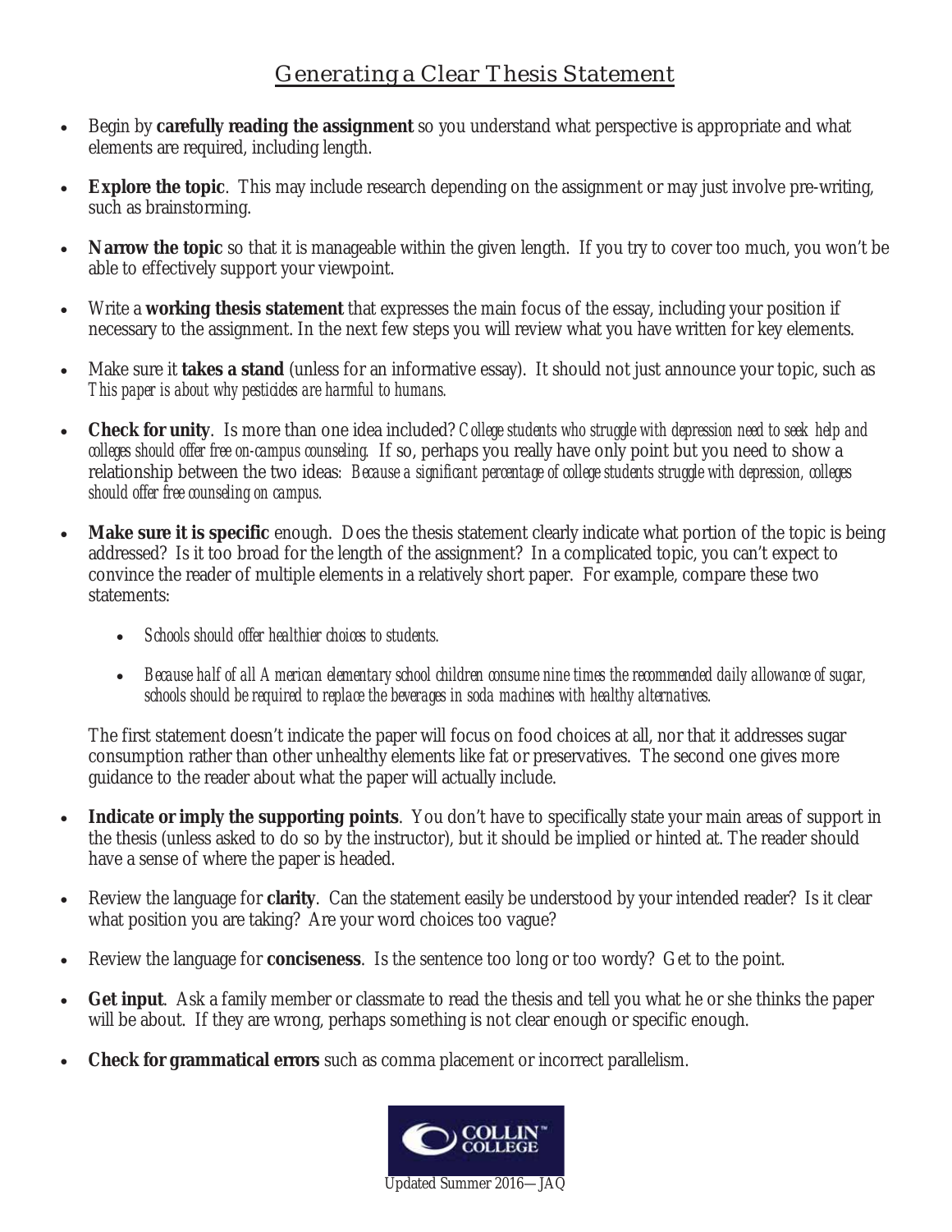# Generating a Clear Thesis Statement

- Begin by **carefully reading the assignment** so you understand what perspective is appropriate and what elements are required, including length.
- **Explore the topic**. This may include research depending on the assignment or may just involve pre-writing, such as brainstorming.
- **Narrow the topic** so that it is manageable within the given length. If you try to cover too much, you won't be able to effectively support your viewpoint.
- Write a **working thesis statement** that expresses the main focus of the essay, including your position if necessary to the assignment. In the next few steps you will review what you have written for key elements.
- Make sure it **takes a stand** (unless for an informative essay). It should not just announce your topic, such as *This paper is about why pesticides are harmful to humans.*
- **Check for unity**. Is more than one idea included? *College students who struggle with depression need to seek help and colleges should offer free on-campus counseling.* If so, perhaps you really have only point but you need to show a relationship between the two ideas: *Because a significant percentage of college students struggle with depression, colleges should offer free counseling on campus.*
- **Make sure it is specific** enough. Does the thesis statement clearly indicate what portion of the topic is being addressed? Is it too broad for the length of the assignment? In a complicated topic, you can't expect to convince the reader of multiple elements in a relatively short paper. For example, compare these two statements:
  - *Schools should offer healthier choices to students.*
  - *Because half of all American elementary school children consume nine times the recommended daily allowance of sugar, schools should be required to replace the beverages in soda machines with healthy alternatives.*

  The first statement doesn't indicate the paper will focus on food choices at all, nor that it addresses sugar consumption rather than other unhealthy elements like fat or preservatives. The second one gives more guidance to the reader about what the paper will actually include.
- **Indicate or imply the supporting points**. You don't have to specifically state your main areas of support in the thesis (unless asked to do so by the instructor), but it should be implied or hinted at. The reader should have a sense of where the paper is headed.
- Review the language for **clarity**. Can the statement easily be understood by your intended reader? Is it clear what position you are taking? Are your word choices too vague?
- Review the language for **conciseness**. Is the sentence too long or too wordy? Get to the point.
- **Get input**. Ask a family member or classmate to read the thesis and tell you what he or she thinks the paper will be about. If they are wrong, perhaps something is not clear enough or specific enough.
- **Check for grammatical errors** such as comma placement or incorrect parallelism.

COLLIN COLLEGE

Updated Summer 2016—JAQ